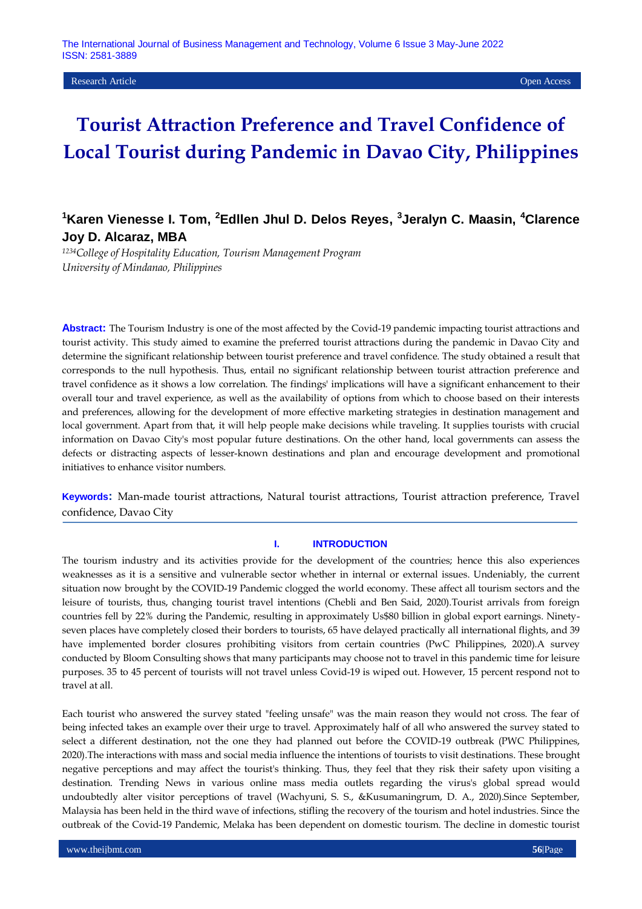Research Article | Open Access

# Tourist Attraction Preference and Travel Confidence of Local Tourist during Pandemic in Davao City, Philippines

**[1]Karen Vienesse I. Tom, [2]Edllen Jhul D. Delos Reyes, [3]Jeralyn C. Maasin, [4]Clarence Joy D. Alcaraz, MBA**

*[1234]College of Hospitality Education, Tourism Management Program*
*University of Mindanao, Philippines*

**Abstract:** The Tourism Industry is one of the most affected by the Covid-19 pandemic impacting tourist attractions and tourist activity. This study aimed to examine the preferred tourist attractions during the pandemic in Davao City and determine the significant relationship between tourist preference and travel confidence. The study obtained a result that corresponds to the null hypothesis. Thus, entail no significant relationship between tourist attraction preference and travel confidence as it shows a low correlation. The findings' implications will have a significant enhancement to their overall tour and travel experience, as well as the availability of options from which to choose based on their interests and preferences, allowing for the development of more effective marketing strategies in destination management and local government. Apart from that, it will help people make decisions while traveling. It supplies tourists with crucial information on Davao City's most popular future destinations. On the other hand, local governments can assess the defects or distracting aspects of lesser-known destinations and plan and encourage development and promotional initiatives to enhance visitor numbers.

**Keywords:** Man-made tourist attractions, Natural tourist attractions, Tourist attraction preference, Travel confidence, Davao City

## I. INTRODUCTION

The tourism industry and its activities provide for the development of the countries; hence this also experiences weaknesses as it is a sensitive and vulnerable sector whether in internal or external issues. Undeniably, the current situation now brought by the COVID-19 Pandemic clogged the world economy. These affect all tourism sectors and the leisure of tourists, thus, changing tourist travel intentions (Chebli and Ben Said, 2020).Tourist arrivals from foreign countries fell by 22% during the Pandemic, resulting in approximately Us$80 billion in global export earnings. Ninety-seven places have completely closed their borders to tourists, 65 have delayed practically all international flights, and 39 have implemented border closures prohibiting visitors from certain countries (PwC Philippines, 2020).A survey conducted by Bloom Consulting shows that many participants may choose not to travel in this pandemic time for leisure purposes. 35 to 45 percent of tourists will not travel unless Covid-19 is wiped out. However, 15 percent respond not to travel at all.

Each tourist who answered the survey stated "feeling unsafe" was the main reason they would not cross. The fear of being infected takes an example over their urge to travel. Approximately half of all who answered the survey stated to select a different destination, not the one they had planned out before the COVID-19 outbreak (PWC Philippines, 2020).The interactions with mass and social media influence the intentions of tourists to visit destinations. These brought negative perceptions and may affect the tourist's thinking. Thus, they feel that they risk their safety upon visiting a destination. Trending News in various online mass media outlets regarding the virus's global spread would undoubtedly alter visitor perceptions of travel (Wachyuni, S. S., &Kusumaningrum, D. A., 2020).Since September, Malaysia has been held in the third wave of infections, stifling the recovery of the tourism and hotel industries. Since the outbreak of the Covid-19 Pandemic, Melaka has been dependent on domestic tourism. The decline in domestic tourist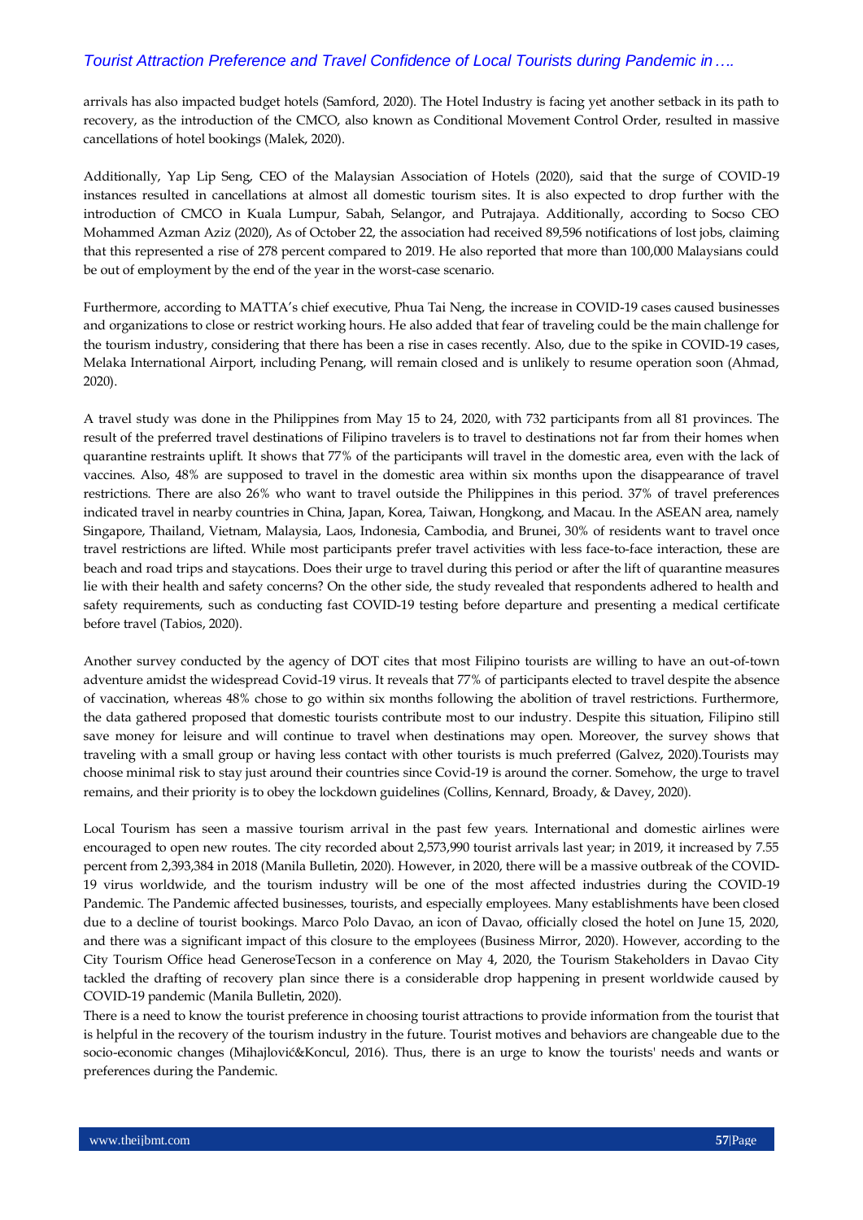arrivals has also impacted budget hotels (Samford, 2020). The Hotel Industry is facing yet another setback in its path to recovery, as the introduction of the CMCO, also known as Conditional Movement Control Order, resulted in massive cancellations of hotel bookings (Malek, 2020).

Additionally, Yap Lip Seng, CEO of the Malaysian Association of Hotels (2020), said that the surge of COVID-19 instances resulted in cancellations at almost all domestic tourism sites. It is also expected to drop further with the introduction of CMCO in Kuala Lumpur, Sabah, Selangor, and Putrajaya. Additionally, according to Socso CEO Mohammed Azman Aziz (2020), As of October 22, the association had received 89,596 notifications of lost jobs, claiming that this represented a rise of 278 percent compared to 2019. He also reported that more than 100,000 Malaysians could be out of employment by the end of the year in the worst-case scenario.

Furthermore, according to MATTA's chief executive, Phua Tai Neng, the increase in COVID-19 cases caused businesses and organizations to close or restrict working hours. He also added that fear of traveling could be the main challenge for the tourism industry, considering that there has been a rise in cases recently. Also, due to the spike in COVID-19 cases, Melaka International Airport, including Penang, will remain closed and is unlikely to resume operation soon (Ahmad, 2020).

A travel study was done in the Philippines from May 15 to 24, 2020, with 732 participants from all 81 provinces. The result of the preferred travel destinations of Filipino travelers is to travel to destinations not far from their homes when quarantine restraints uplift. It shows that 77% of the participants will travel in the domestic area, even with the lack of vaccines. Also, 48% are supposed to travel in the domestic area within six months upon the disappearance of travel restrictions. There are also 26% who want to travel outside the Philippines in this period. 37% of travel preferences indicated travel in nearby countries in China, Japan, Korea, Taiwan, Hongkong, and Macau. In the ASEAN area, namely Singapore, Thailand, Vietnam, Malaysia, Laos, Indonesia, Cambodia, and Brunei, 30% of residents want to travel once travel restrictions are lifted. While most participants prefer travel activities with less face-to-face interaction, these are beach and road trips and staycations. Does their urge to travel during this period or after the lift of quarantine measures lie with their health and safety concerns? On the other side, the study revealed that respondents adhered to health and safety requirements, such as conducting fast COVID-19 testing before departure and presenting a medical certificate before travel (Tabios, 2020).

Another survey conducted by the agency of DOT cites that most Filipino tourists are willing to have an out-of-town adventure amidst the widespread Covid-19 virus. It reveals that 77% of participants elected to travel despite the absence of vaccination, whereas 48% chose to go within six months following the abolition of travel restrictions. Furthermore, the data gathered proposed that domestic tourists contribute most to our industry. Despite this situation, Filipino still save money for leisure and will continue to travel when destinations may open. Moreover, the survey shows that traveling with a small group or having less contact with other tourists is much preferred (Galvez, 2020).Tourists may choose minimal risk to stay just around their countries since Covid-19 is around the corner. Somehow, the urge to travel remains, and their priority is to obey the lockdown guidelines (Collins, Kennard, Broady, & Davey, 2020).

Local Tourism has seen a massive tourism arrival in the past few years. International and domestic airlines were encouraged to open new routes. The city recorded about 2,573,990 tourist arrivals last year; in 2019, it increased by 7.55 percent from 2,393,384 in 2018 (Manila Bulletin, 2020). However, in 2020, there will be a massive outbreak of the COVID-19 virus worldwide, and the tourism industry will be one of the most affected industries during the COVID-19 Pandemic. The Pandemic affected businesses, tourists, and especially employees. Many establishments have been closed due to a decline of tourist bookings. Marco Polo Davao, an icon of Davao, officially closed the hotel on June 15, 2020, and there was a significant impact of this closure to the employees (Business Mirror, 2020). However, according to the City Tourism Office head GeneroseTecson in a conference on May 4, 2020, the Tourism Stakeholders in Davao City tackled the drafting of recovery plan since there is a considerable drop happening in present worldwide caused by COVID-19 pandemic (Manila Bulletin, 2020).

There is a need to know the tourist preference in choosing tourist attractions to provide information from the tourist that is helpful in the recovery of the tourism industry in the future. Tourist motives and behaviors are changeable due to the socio-economic changes (Mihajlović&Koncul, 2016). Thus, there is an urge to know the tourists' needs and wants or preferences during the Pandemic.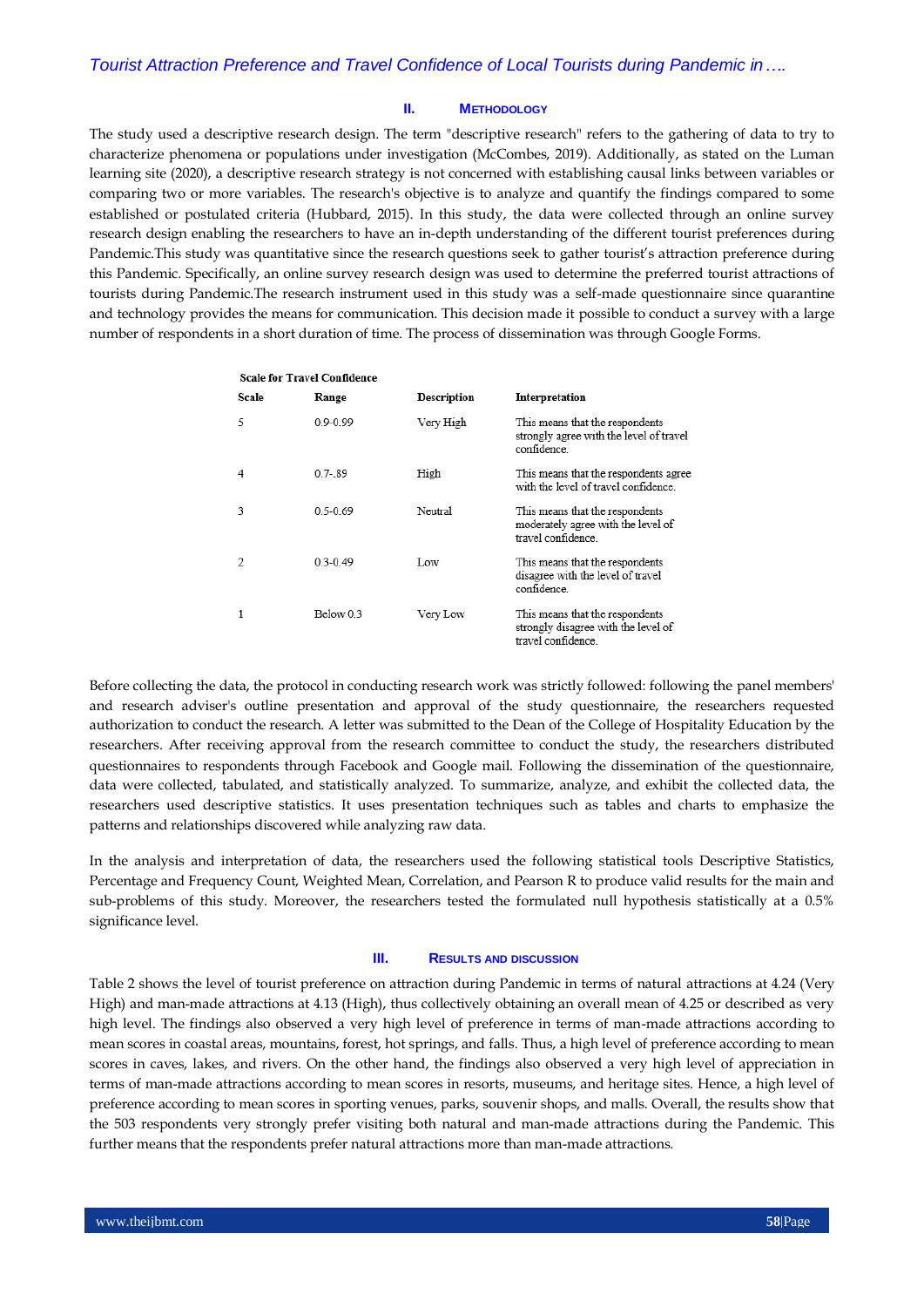## II. METHODOLOGY

The study used a descriptive research design. The term "descriptive research" refers to the gathering of data to try to characterize phenomena or populations under investigation (McCombes, 2019). Additionally, as stated on the Luman learning site (2020), a descriptive research strategy is not concerned with establishing causal links between variables or comparing two or more variables. The research's objective is to analyze and quantify the findings compared to some established or postulated criteria (Hubbard, 2015). In this study, the data were collected through an online survey research design enabling the researchers to have an in-depth understanding of the different tourist preferences during Pandemic.This study was quantitative since the research questions seek to gather tourist's attraction preference during this Pandemic. Specifically, an online survey research design was used to determine the preferred tourist attractions of tourists during Pandemic.The research instrument used in this study was a self-made questionnaire since quarantine and technology provides the means for communication. This decision made it possible to conduct a survey with a large number of respondents in a short duration of time. The process of dissemination was through Google Forms.

**Scale for Travel Confidence**

| Scale | Range | Description | Interpretation |
|---|---|---|---|
| 5 | 0.9-0.99 | Very High | This means that the respondents strongly agree with the level of travel confidence. |
| 4 | 0.7-.89 | High | This means that the respondents agree with the level of travel confidence. |
| 3 | 0.5-0.69 | Neutral | This means that the respondents moderately agree with the level of travel confidence. |
| 2 | 0.3-0.49 | Low | This means that the respondents disagree with the level of travel confidence. |
| 1 | Below 0.3 | Very Low | This means that the respondents strongly disagree with the level of travel confidence. |

Before collecting the data, the protocol in conducting research work was strictly followed: following the panel members' and research adviser's outline presentation and approval of the study questionnaire, the researchers requested authorization to conduct the research. A letter was submitted to the Dean of the College of Hospitality Education by the researchers. After receiving approval from the research committee to conduct the study, the researchers distributed questionnaires to respondents through Facebook and Google mail. Following the dissemination of the questionnaire, data were collected, tabulated, and statistically analyzed. To summarize, analyze, and exhibit the collected data, the researchers used descriptive statistics. It uses presentation techniques such as tables and charts to emphasize the patterns and relationships discovered while analyzing raw data.

In the analysis and interpretation of data, the researchers used the following statistical tools Descriptive Statistics, Percentage and Frequency Count, Weighted Mean, Correlation, and Pearson R to produce valid results for the main and sub-problems of this study. Moreover, the researchers tested the formulated null hypothesis statistically at a 0.5% significance level.

## III. RESULTS AND DISCUSSION

Table 2 shows the level of tourist preference on attraction during Pandemic in terms of natural attractions at 4.24 (Very High) and man-made attractions at 4.13 (High), thus collectively obtaining an overall mean of 4.25 or described as very high level. The findings also observed a very high level of preference in terms of man-made attractions according to mean scores in coastal areas, mountains, forest, hot springs, and falls. Thus, a high level of preference according to mean scores in caves, lakes, and rivers. On the other hand, the findings also observed a very high level of appreciation in terms of man-made attractions according to mean scores in resorts, museums, and heritage sites. Hence, a high level of preference according to mean scores in sporting venues, parks, souvenir shops, and malls. Overall, the results show that the 503 respondents very strongly prefer visiting both natural and man-made attractions during the Pandemic. This further means that the respondents prefer natural attractions more than man-made attractions.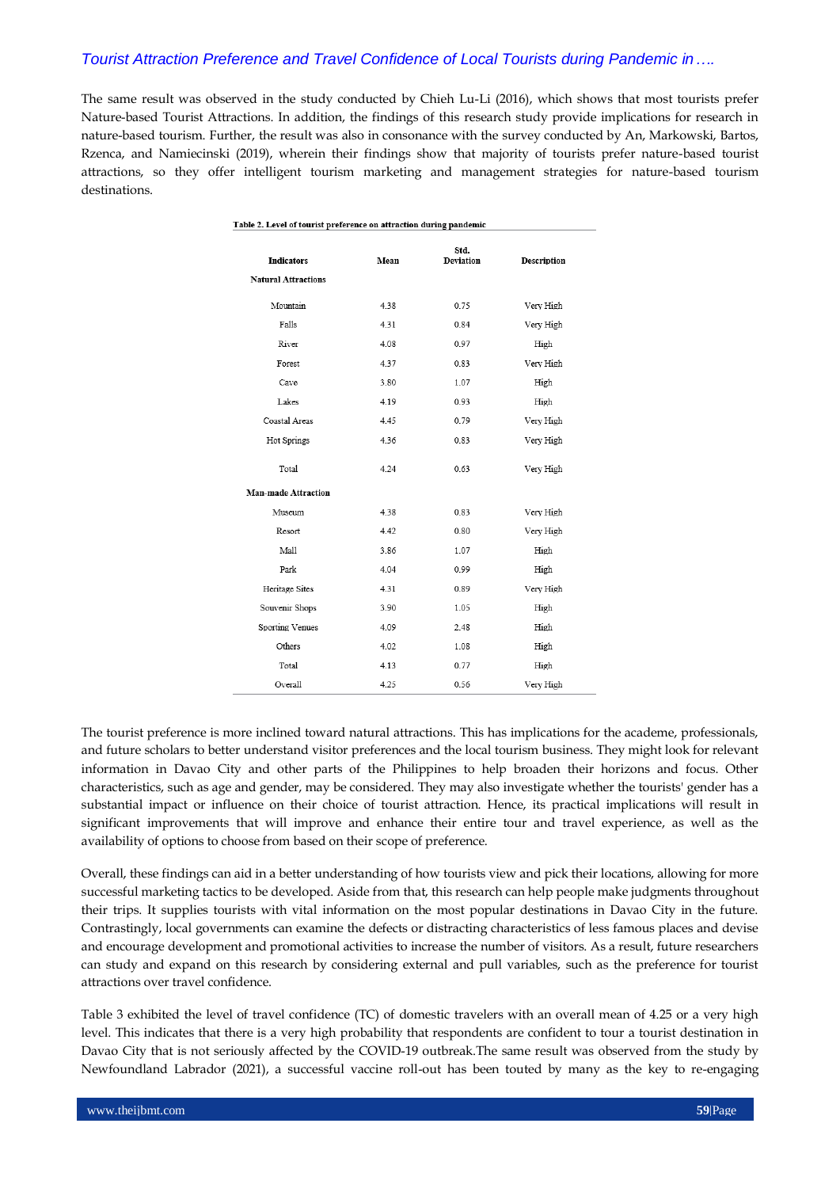The same result was observed in the study conducted by Chieh Lu-Li (2016), which shows that most tourists prefer Nature-based Tourist Attractions. In addition, the findings of this research study provide implications for research in nature-based tourism. Further, the result was also in consonance with the survey conducted by An, Markowski, Bartos, Rzenca, and Namiecinski (2019), wherein their findings show that majority of tourists prefer nature-based tourist attractions, so they offer intelligent tourism marketing and management strategies for nature-based tourism destinations.

**Table 2. Level of tourist preference on attraction during pandemic**

| Indicators | Mean | Std. Deviation | Description |
|---|---|---|---|
| **Natural Attractions** | | | |
| Mountain | 4.38 | 0.75 | Very High |
| Falls | 4.31 | 0.84 | Very High |
| River | 4.08 | 0.97 | High |
| Forest | 4.37 | 0.83 | Very High |
| Cave | 3.80 | 1.07 | High |
| Lakes | 4.19 | 0.93 | High |
| Coastal Areas | 4.45 | 0.79 | Very High |
| Hot Springs | 4.36 | 0.83 | Very High |
| Total | 4.24 | 0.63 | Very High |
| **Man-made Attraction** | | | |
| Museum | 4.38 | 0.83 | Very High |
| Resort | 4.42 | 0.80 | Very High |
| Mall | 3.86 | 1.07 | High |
| Park | 4.04 | 0.99 | High |
| Heritage Sites | 4.31 | 0.89 | Very High |
| Souvenir Shops | 3.90 | 1.05 | High |
| Sporting Venues | 4.09 | 2.48 | High |
| Others | 4.02 | 1.08 | High |
| Total | 4.13 | 0.77 | High |
| Overall | 4.25 | 0.56 | Very High |

The tourist preference is more inclined toward natural attractions. This has implications for the academe, professionals, and future scholars to better understand visitor preferences and the local tourism business. They might look for relevant information in Davao City and other parts of the Philippines to help broaden their horizons and focus. Other characteristics, such as age and gender, may be considered. They may also investigate whether the tourists' gender has a substantial impact or influence on their choice of tourist attraction. Hence, its practical implications will result in significant improvements that will improve and enhance their entire tour and travel experience, as well as the availability of options to choose from based on their scope of preference.

Overall, these findings can aid in a better understanding of how tourists view and pick their locations, allowing for more successful marketing tactics to be developed. Aside from that, this research can help people make judgments throughout their trips. It supplies tourists with vital information on the most popular destinations in Davao City in the future. Contrastingly, local governments can examine the defects or distracting characteristics of less famous places and devise and encourage development and promotional activities to increase the number of visitors. As a result, future researchers can study and expand on this research by considering external and pull variables, such as the preference for tourist attractions over travel confidence.

Table 3 exhibited the level of travel confidence (TC) of domestic travelers with an overall mean of 4.25 or a very high level. This indicates that there is a very high probability that respondents are confident to tour a tourist destination in Davao City that is not seriously affected by the COVID-19 outbreak.The same result was observed from the study by Newfoundland Labrador (2021), a successful vaccine roll-out has been touted by many as the key to re-engaging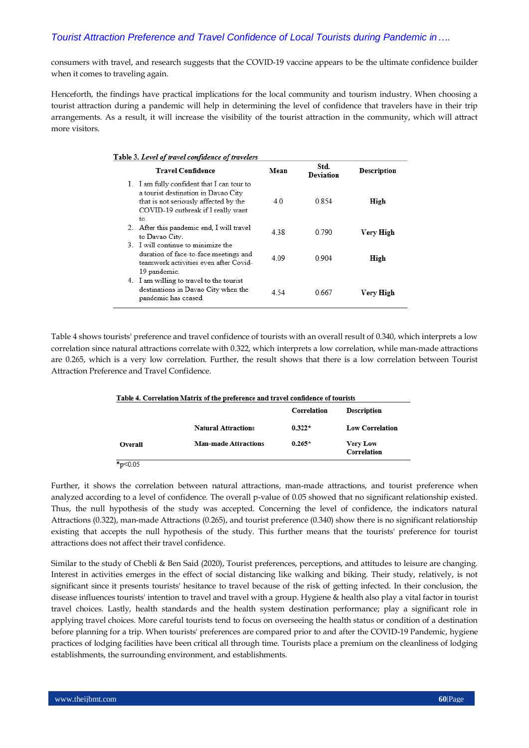consumers with travel, and research suggests that the COVID-19 vaccine appears to be the ultimate confidence builder when it comes to traveling again.

Henceforth, the findings have practical implications for the local community and tourism industry. When choosing a tourist attraction during a pandemic will help in determining the level of confidence that travelers have in their trip arrangements. As a result, it will increase the visibility of the tourist attraction in the community, which will attract more visitors.

**Table 3.** *Level of travel confidence of travelers*

| Travel Confidence | Mean | Std. Deviation | Description |
|---|---|---|---|
| 1. I am fully confident that I can tour to a tourist destination in Davao City that is not seriously affected by the COVID-19 outbreak if I really want to. | 4.0 | 0.854 | **High** |
| 2. After this pandemic end, I will travel to Davao City. | 4.38 | 0.790 | **Very High** |
| 3. I will continue to minimize the duration of face-to-face meetings and teamwork activities even after Covid-19 pandemic. | 4.09 | 0.904 | **High** |
| 4. I am willing to travel to the tourist destinations in Davao City when the pandemic has ceased. | 4.54 | 0.667 | **Very High** |

Table 4 shows tourists' preference and travel confidence of tourists with an overall result of 0.340, which interprets a low correlation since natural attractions correlate with 0.322, which interprets a low correlation, while man-made attractions are 0.265, which is a very low correlation. Further, the result shows that there is a low correlation between Tourist Attraction Preference and Travel Confidence.

**Table 4. Correlation Matrix of the preference and travel confidence of tourists**

| | | Correlation | Description |
|---|---|---|---|
| | Natural Attractions | 0.322* | Low Correlation |
| Overall | Man-made Attractions | 0.265* | Very Low Correlation |

*p<0.05

Further, it shows the correlation between natural attractions, man-made attractions, and tourist preference when analyzed according to a level of confidence. The overall p-value of 0.05 showed that no significant relationship existed. Thus, the null hypothesis of the study was accepted. Concerning the level of confidence, the indicators natural Attractions (0.322), man-made Attractions (0.265), and tourist preference (0.340) show there is no significant relationship existing that accepts the null hypothesis of the study. This further means that the tourists' preference for tourist attractions does not affect their travel confidence.

Similar to the study of Chebli & Ben Said (2020), Tourist preferences, perceptions, and attitudes to leisure are changing. Interest in activities emerges in the effect of social distancing like walking and biking. Their study, relatively, is not significant since it presents tourists' hesitance to travel because of the risk of getting infected. In their conclusion, the disease influences tourists' intention to travel and travel with a group. Hygiene & health also play a vital factor in tourist travel choices. Lastly, health standards and the health system destination performance; play a significant role in applying travel choices. More careful tourists tend to focus on overseeing the health status or condition of a destination before planning for a trip. When tourists' preferences are compared prior to and after the COVID-19 Pandemic, hygiene practices of lodging facilities have been critical all through time. Tourists place a premium on the cleanliness of lodging establishments, the surrounding environment, and establishments.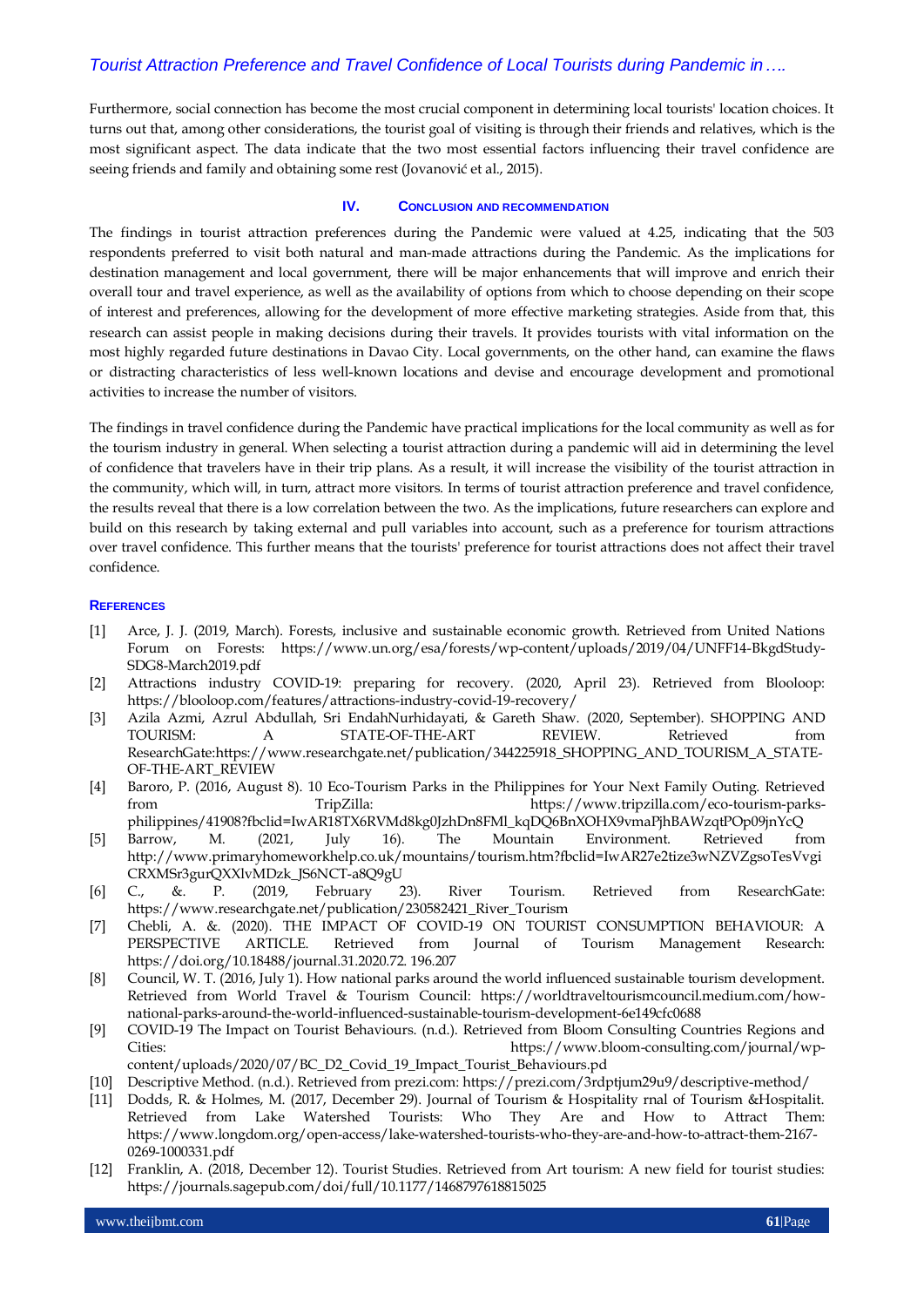Furthermore, social connection has become the most crucial component in determining local tourists' location choices. It turns out that, among other considerations, the tourist goal of visiting is through their friends and relatives, which is the most significant aspect. The data indicate that the two most essential factors influencing their travel confidence are seeing friends and family and obtaining some rest (Jovanović et al., 2015).

## IV. Conclusion and Recommendation

The findings in tourist attraction preferences during the Pandemic were valued at 4.25, indicating that the 503 respondents preferred to visit both natural and man-made attractions during the Pandemic. As the implications for destination management and local government, there will be major enhancements that will improve and enrich their overall tour and travel experience, as well as the availability of options from which to choose depending on their scope of interest and preferences, allowing for the development of more effective marketing strategies. Aside from that, this research can assist people in making decisions during their travels. It provides tourists with vital information on the most highly regarded future destinations in Davao City. Local governments, on the other hand, can examine the flaws or distracting characteristics of less well-known locations and devise and encourage development and promotional activities to increase the number of visitors.

The findings in travel confidence during the Pandemic have practical implications for the local community as well as for the tourism industry in general. When selecting a tourist attraction during a pandemic will aid in determining the level of confidence that travelers have in their trip plans. As a result, it will increase the visibility of the tourist attraction in the community, which will, in turn, attract more visitors. In terms of tourist attraction preference and travel confidence, the results reveal that there is a low correlation between the two. As the implications, future researchers can explore and build on this research by taking external and pull variables into account, such as a preference for tourism attractions over travel confidence. This further means that the tourists' preference for tourist attractions does not affect their travel confidence.

## References

[1] Arce, J. J. (2019, March). Forests, inclusive and sustainable economic growth. Retrieved from United Nations Forum on Forests: https://www.un.org/esa/forests/wp-content/uploads/2019/04/UNFF14-BkgdStudy-SDG8-March2019.pdf

[2] Attractions industry COVID-19: preparing for recovery. (2020, April 23). Retrieved from Blooloop: https://blooloop.com/features/attractions-industry-covid-19-recovery/

[3] Azila Azmi, Azrul Abdullah, Sri EndahNurhidayati, & Gareth Shaw. (2020, September). SHOPPING AND TOURISM: A STATE-OF-THE-ART REVIEW. Retrieved from ResearchGate:https://www.researchgate.net/publication/344225918_SHOPPING_AND_TOURISM_A_STATE-OF-THE-ART_REVIEW

[4] Baroro, P. (2016, August 8). 10 Eco-Tourism Parks in the Philippines for Your Next Family Outing. Retrieved from TripZilla: https://www.tripzilla.com/eco-tourism-parks-philippines/41908?fbclid=IwAR18TX6RVMd8kg0JzhDn8FMl_kqDQ6BnXOHX9vmaPjhBAWzqtPOp09jnYcQ

[5] Barrow, M. (2021, July 16). The Mountain Environment. Retrieved from http://www.primaryhomeworkhelp.co.uk/mountains/tourism.htm?fbclid=IwAR27e2tize3wNZVZgsoTesVvgiCRXMSr3gurQXXlvMDzk_JS6NCT-a8Q9gU

[6] C., &. P. (2019, February 23). River Tourism. Retrieved from ResearchGate: https://www.researchgate.net/publication/230582421_River_Tourism

[7] Chebli, A. &. (2020). THE IMPACT OF COVID-19 ON TOURIST CONSUMPTION BEHAVIOUR: A PERSPECTIVE ARTICLE. Retrieved from Journal of Tourism Management Research: https://doi.org/10.18488/journal.31.2020.72. 196.207

[8] Council, W. T. (2016, July 1). How national parks around the world influenced sustainable tourism development. Retrieved from World Travel & Tourism Council: https://worldtraveltourismcouncil.medium.com/how-national-parks-around-the-world-influenced-sustainable-tourism-development-6e149cfc0688

[9] COVID-19 The Impact on Tourist Behaviours. (n.d.). Retrieved from Bloom Consulting Countries Regions and Cities: https://www.bloom-consulting.com/journal/wp-content/uploads/2020/07/BC_D2_Covid_19_Impact_Tourist_Behaviours.pd

[10] Descriptive Method. (n.d.). Retrieved from prezi.com: https://prezi.com/3rdptjum29u9/descriptive-method/

[11] Dodds, R. & Holmes, M. (2017, December 29). Journal of Tourism & Hospitality rnal of Tourism &Hospitalit. Retrieved from Lake Watershed Tourists: Who They Are and How to Attract Them: https://www.longdom.org/open-access/lake-watershed-tourists-who-they-are-and-how-to-attract-them-2167-0269-1000331.pdf

[12] Franklin, A. (2018, December 12). Tourist Studies. Retrieved from Art tourism: A new field for tourist studies: https://journals.sagepub.com/doi/full/10.1177/1468797618815025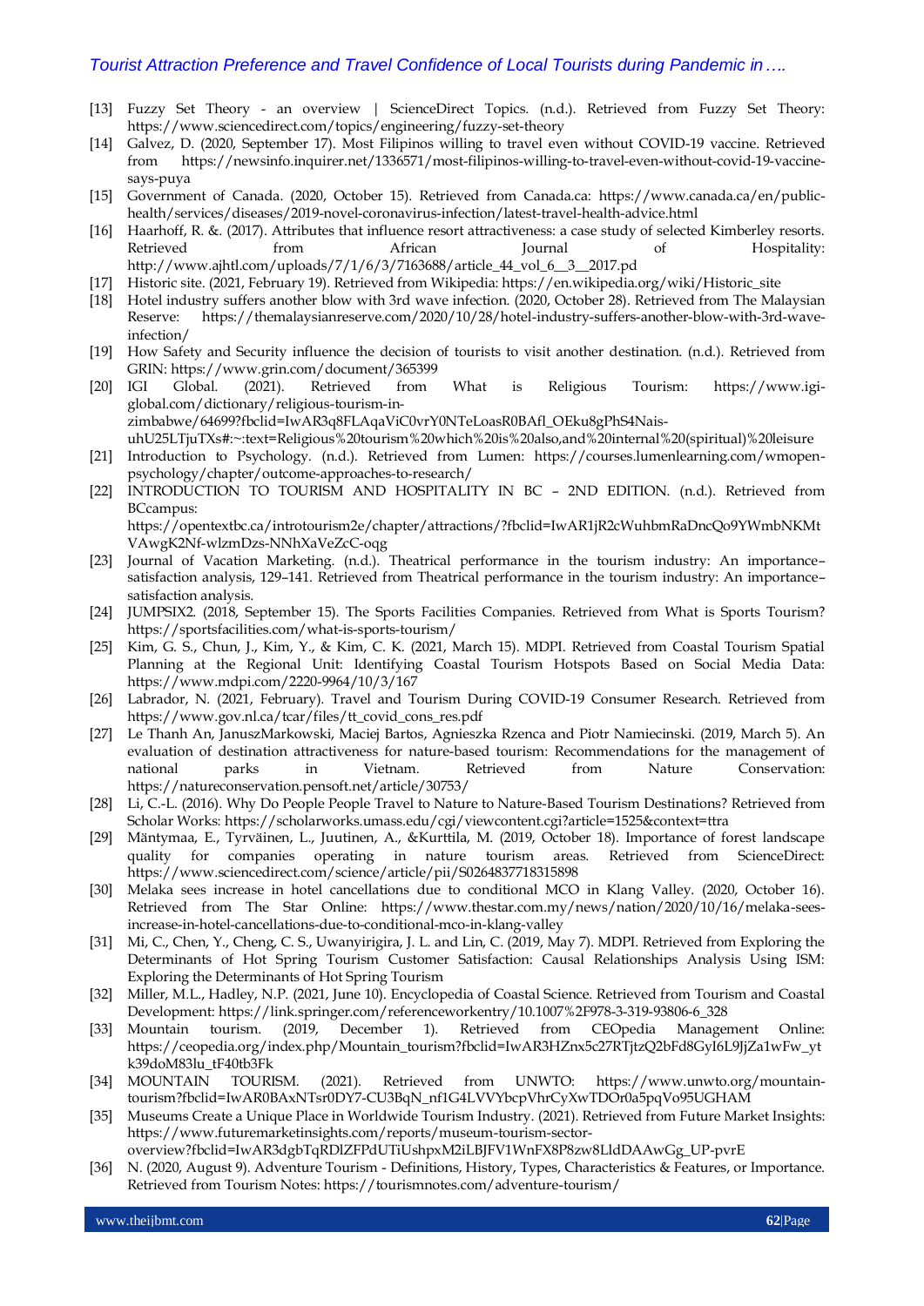[13] Fuzzy Set Theory - an overview | ScienceDirect Topics. (n.d.). Retrieved from Fuzzy Set Theory: https://www.sciencedirect.com/topics/engineering/fuzzy-set-theory

[14] Galvez, D. (2020, September 17). Most Filipinos willing to travel even without COVID-19 vaccine. Retrieved from https://newsinfo.inquirer.net/1336571/most-filipinos-willing-to-travel-even-without-covid-19-vaccine-says-puya

[15] Government of Canada. (2020, October 15). Retrieved from Canada.ca: https://www.canada.ca/en/public-health/services/diseases/2019-novel-coronavirus-infection/latest-travel-health-advice.html

[16] Haarhoff, R. &. (2017). Attributes that influence resort attractiveness: a case study of selected Kimberley resorts. Retrieved from African Journal of Hospitality: http://www.ajhtl.com/uploads/7/1/6/3/7163688/article_44_vol_6__3__2017.pd

[17] Historic site. (2021, February 19). Retrieved from Wikipedia: https://en.wikipedia.org/wiki/Historic_site

[18] Hotel industry suffers another blow with 3rd wave infection. (2020, October 28). Retrieved from The Malaysian Reserve: https://themalaysianreserve.com/2020/10/28/hotel-industry-suffers-another-blow-with-3rd-wave-infection/

[19] How Safety and Security influence the decision of tourists to visit another destination. (n.d.). Retrieved from GRIN: https://www.grin.com/document/365399

[20] IGI Global. (2021). Retrieved from What is Religious Tourism: https://www.igi-global.com/dictionary/religious-tourism-in-zimbabwe/64699?fbclid=IwAR3q8FLAqaViC0vrY0NTeLoasR0BAfl_OEku8gPhS4Nais-uhU25LTjuTXs#:~:text=Religious%20tourism%20which%20is%20also,and%20internal%20(spiritual)%20leisure

[21] Introduction to Psychology. (n.d.). Retrieved from Lumen: https://courses.lumenlearning.com/wmopen-psychology/chapter/outcome-approaches-to-research/

[22] INTRODUCTION TO TOURISM AND HOSPITALITY IN BC – 2ND EDITION. (n.d.). Retrieved from BCcampus: https://opentextbc.ca/introtourism2e/chapter/attractions/?fbclid=IwAR1jR2cWuhbmRaDncQo9YWmbNKMtVAwgK2Nf-wlzmDzs-NNhXaVeZcC-oqg

[23] Journal of Vacation Marketing. (n.d.). Theatrical performance in the tourism industry: An importance–satisfaction analysis, 129–141. Retrieved from Theatrical performance in the tourism industry: An importance–satisfaction analysis.

[24] JUMPSIX2. (2018, September 15). The Sports Facilities Companies. Retrieved from What is Sports Tourism? https://sportsfacilities.com/what-is-sports-tourism/

[25] Kim, G. S., Chun, J., Kim, Y., & Kim, C. K. (2021, March 15). MDPI. Retrieved from Coastal Tourism Spatial Planning at the Regional Unit: Identifying Coastal Tourism Hotspots Based on Social Media Data: https://www.mdpi.com/2220-9964/10/3/167

[26] Labrador, N. (2021, February). Travel and Tourism During COVID-19 Consumer Research. Retrieved from https://www.gov.nl.ca/tcar/files/tt_covid_cons_res.pdf

[27] Le Thanh An, JanuszMarkowski, Maciej Bartos, Agnieszka Rzenca and Piotr Namiecinski. (2019, March 5). An evaluation of destination attractiveness for nature-based tourism: Recommendations for the management of national parks in Vietnam. Retrieved from Nature Conservation: https://natureconservation.pensoft.net/article/30753/

[28] Li, C.-L. (2016). Why Do People People Travel to Nature to Nature-Based Tourism Destinations? Retrieved from Scholar Works: https://scholarworks.umass.edu/cgi/viewcontent.cgi?article=1525&context=ttra

[29] Mäntymaa, E., Tyrväinen, L., Juutinen, A., &Kurttila, M. (2019, October 18). Importance of forest landscape quality for companies operating in nature tourism areas. Retrieved from ScienceDirect: https://www.sciencedirect.com/science/article/pii/S0264837718315898

[30] Melaka sees increase in hotel cancellations due to conditional MCO in Klang Valley. (2020, October 16). Retrieved from The Star Online: https://www.thestar.com.my/news/nation/2020/10/16/melaka-sees-increase-in-hotel-cancellations-due-to-conditional-mco-in-klang-valley

[31] Mi, C., Chen, Y., Cheng, C. S., Uwanyirigira, J. L. and Lin, C. (2019, May 7). MDPI. Retrieved from Exploring the Determinants of Hot Spring Tourism Customer Satisfaction: Causal Relationships Analysis Using ISM: Exploring the Determinants of Hot Spring Tourism

[32] Miller, M.L., Hadley, N.P. (2021, June 10). Encyclopedia of Coastal Science. Retrieved from Tourism and Coastal Development: https://link.springer.com/referenceworkentry/10.1007%2F978-3-319-93806-6_328

[33] Mountain tourism. (2019, December 1). Retrieved from CEOpedia Management Online: https://ceopedia.org/index.php/Mountain_tourism?fbclid=IwAR3HZnx5c27RTjtzQ2bFd8GyI6L9JjZa1wFw_ytk39doM83lu_tF40tb3Fk

[34] MOUNTAIN TOURISM. (2021). Retrieved from UNWTO: https://www.unwto.org/mountain-tourism?fbclid=IwAR0BAxNTsr0DY7-CU3BqN_nf1G4LVVYbcpVhrCyXwTDOr0a5pqVo95UGHAM

[35] Museums Create a Unique Place in Worldwide Tourism Industry. (2021). Retrieved from Future Market Insights: https://www.futuremarketinsights.com/reports/museum-tourism-sector-overview?fbclid=IwAR3dgbTqRDlZFPdUTiUshpxM2iLBJFV1WnFX8P8zw8LldDAAwGg_UP-pvrE

[36] N. (2020, August 9). Adventure Tourism - Definitions, History, Types, Characteristics & Features, or Importance. Retrieved from Tourism Notes: https://tourismnotes.com/adventure-tourism/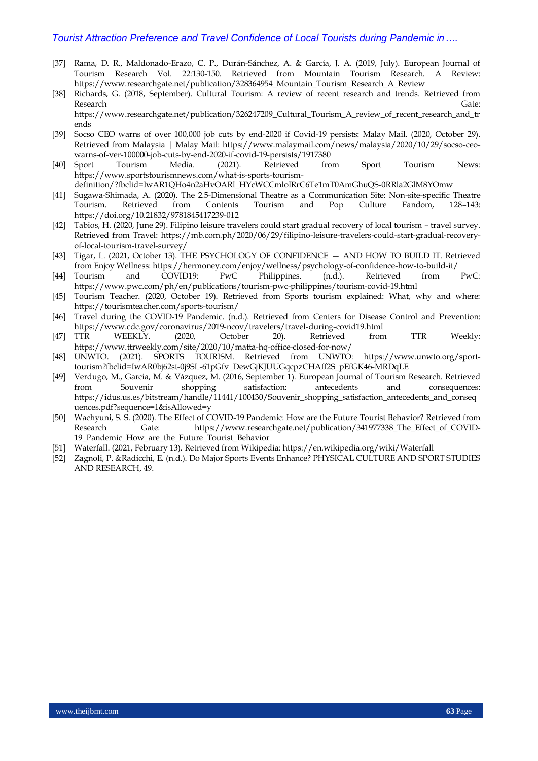[37] Rama, D. R., Maldonado-Erazo, C. P., Durán-Sánchez, A. & García, J. A. (2019, July). European Journal of Tourism Research Vol. 22:130-150. Retrieved from Mountain Tourism Research. A Review: https://www.researchgate.net/publication/328364954_Mountain_Tourism_Research_A_Review

[38] Richards, G. (2018, September). Cultural Tourism: A review of recent research and trends. Retrieved from Research Gate: https://www.researchgate.net/publication/326247209_Cultural_Tourism_A_review_of_recent_research_and_trends

[39] Socso CEO warns of over 100,000 job cuts by end-2020 if Covid-19 persists: Malay Mail. (2020, October 29). Retrieved from Malaysia | Malay Mail: https://www.malaymail.com/news/malaysia/2020/10/29/socso-ceo-warns-of-ver-100000-job-cuts-by-end-2020-if-covid-19-persists/1917380

[40] Sport Tourism Media. (2021). Retrieved from Sport Tourism News: https://www.sportstourismnews.com/what-is-sports-tourism-definition/?fbclid=IwAR1QHo4n2aHvOARl_HYcWCCmlolRrC6Te1mT0AmGhuQS-0RRla2GlM8YOmw

[41] Sugawa-Shimada, A. (2020). The 2.5-Dimensional Theatre as a Communication Site: Non-site-specific Theatre Tourism. Retrieved from Contents Tourism and Pop Culture Fandom, 128–143: https://doi.org/10.21832/9781845417239-012

[42] Tabios, H. (2020, June 29). Filipino leisure travelers could start gradual recovery of local tourism – travel survey. Retrieved from Travel: https://mb.com.ph/2020/06/29/filipino-leisure-travelers-could-start-gradual-recovery-of-local-tourism-travel-survey/

[43] Tigar, L. (2021, October 13). THE PSYCHOLOGY OF CONFIDENCE — AND HOW TO BUILD IT. Retrieved from Enjoy Wellness: https://hermoney.com/enjoy/wellness/psychology-of-confidence-how-to-build-it/

[44] Tourism and COVID19: PwC Philippines. (n.d.). Retrieved from PwC: https://www.pwc.com/ph/en/publications/tourism-pwc-philippines/tourism-covid-19.html

[45] Tourism Teacher. (2020, October 19). Retrieved from Sports tourism explained: What, why and where: https://tourismteacher.com/sports-tourism/

[46] Travel during the COVID-19 Pandemic. (n.d.). Retrieved from Centers for Disease Control and Prevention: https://www.cdc.gov/coronavirus/2019-ncov/travelers/travel-during-covid19.html

[47] TTR WEEKLY. (2020, October 20). Retrieved from TTR Weekly: https://www.ttrweekly.com/site/2020/10/matta-hq-office-closed-for-now/

[48] UNWTO. (2021). SPORTS TOURISM. Retrieved from UNWTO: https://www.unwto.org/sport-tourism?fbclid=IwAR0bj62st-0j9SL-61pGfv_DewGjKJUUGqcpzCHAff2S_pEfGK46-MRDqLE

[49] Verdugo, M., Garcia, M. & Vázquez, M. (2016, September 1). European Journal of Tourism Research. Retrieved from Souvenir shopping satisfaction: antecedents and consequences: https://idus.us.es/bitstream/handle/11441/100430/Souvenir_shopping_satisfaction_antecedents_and_consequences.pdf?sequence=1&isAllowed=y

[50] Wachyuni, S. S. (2020). The Effect of COVID-19 Pandemic: How are the Future Tourist Behavior? Retrieved from Research Gate: https://www.researchgate.net/publication/341977338_The_Effect_of_COVID-19_Pandemic_How_are_the_Future_Tourist_Behavior

[51] Waterfall. (2021, February 13). Retrieved from Wikipedia: https://en.wikipedia.org/wiki/Waterfall

[52] Zagnoli, P. &Radicchi, E. (n.d.). Do Major Sports Events Enhance? PHYSICAL CULTURE AND SPORT STUDIES AND RESEARCH, 49.